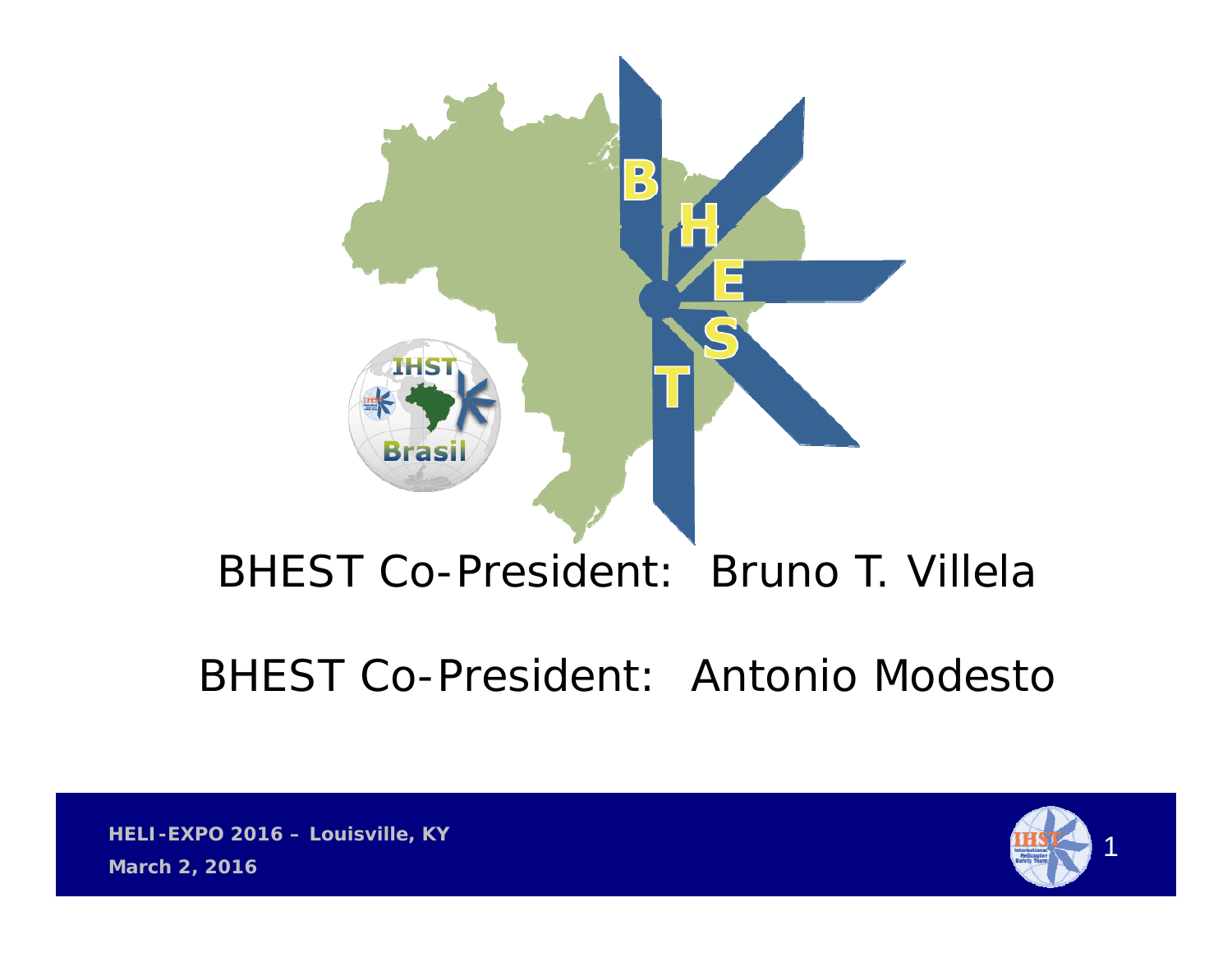BHEST Co-President: Bruno T. Villela

BHEST Co-President: Antonio Modesto

HELI-EXPO 2016 – Louisville, KY

March 2, 2016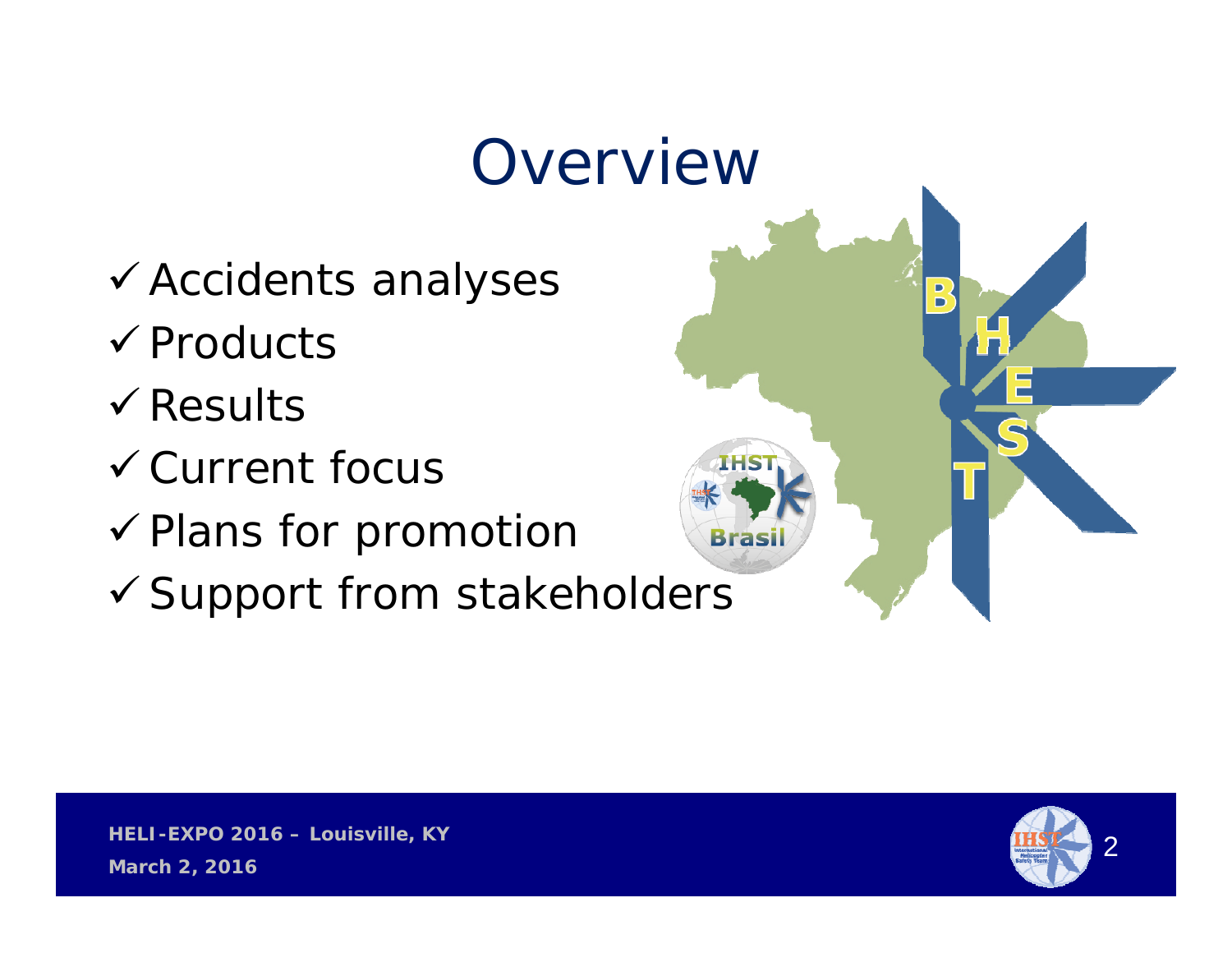# Overview

- ✓ Accidents analyses
- ✓ Products
- ✓ Results
- ✓ Current focus
- ✓ Plans for promotion
- ✓ Support from stakeholders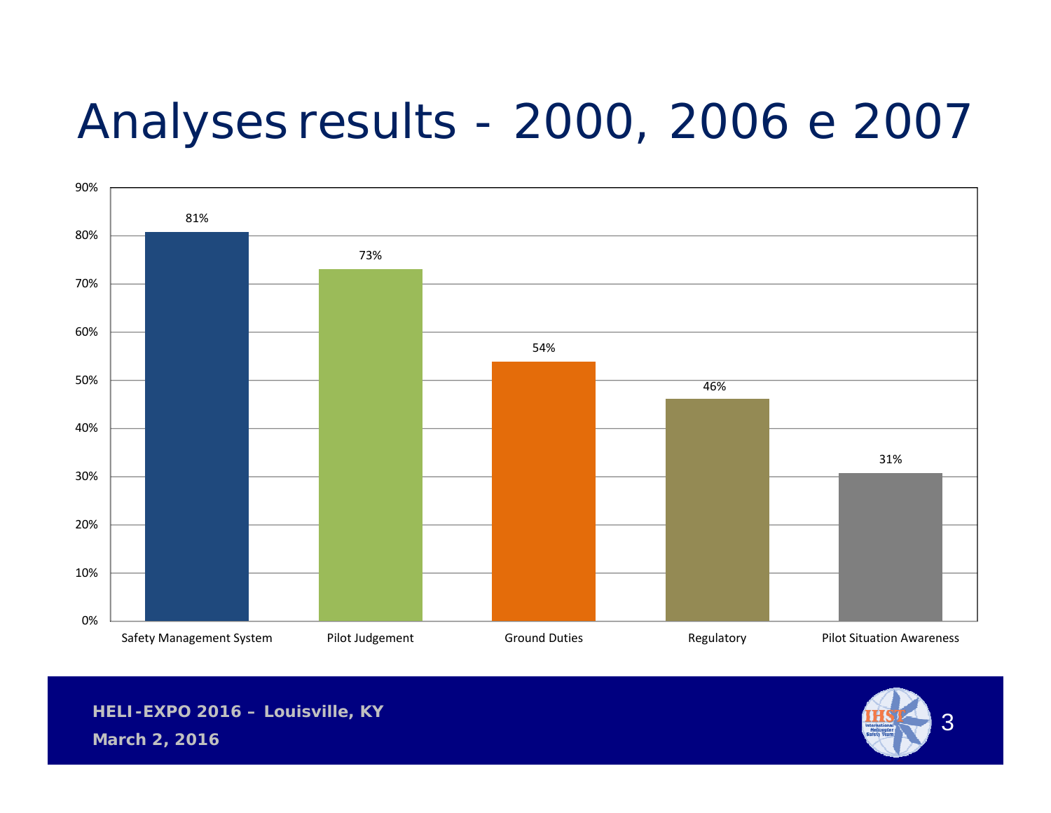# Analyses results - 2000, 2006 e 2007

| Category | Percentage |
|---|---|
| Safety Management System | 81% |
| Pilot Judgement | 73% |
| Ground Duties | 54% |
| Regulatory | 46% |
| Pilot Situation Awareness | 31% |

HELI-EXPO 2016 – Louisville, KY

March 2, 2016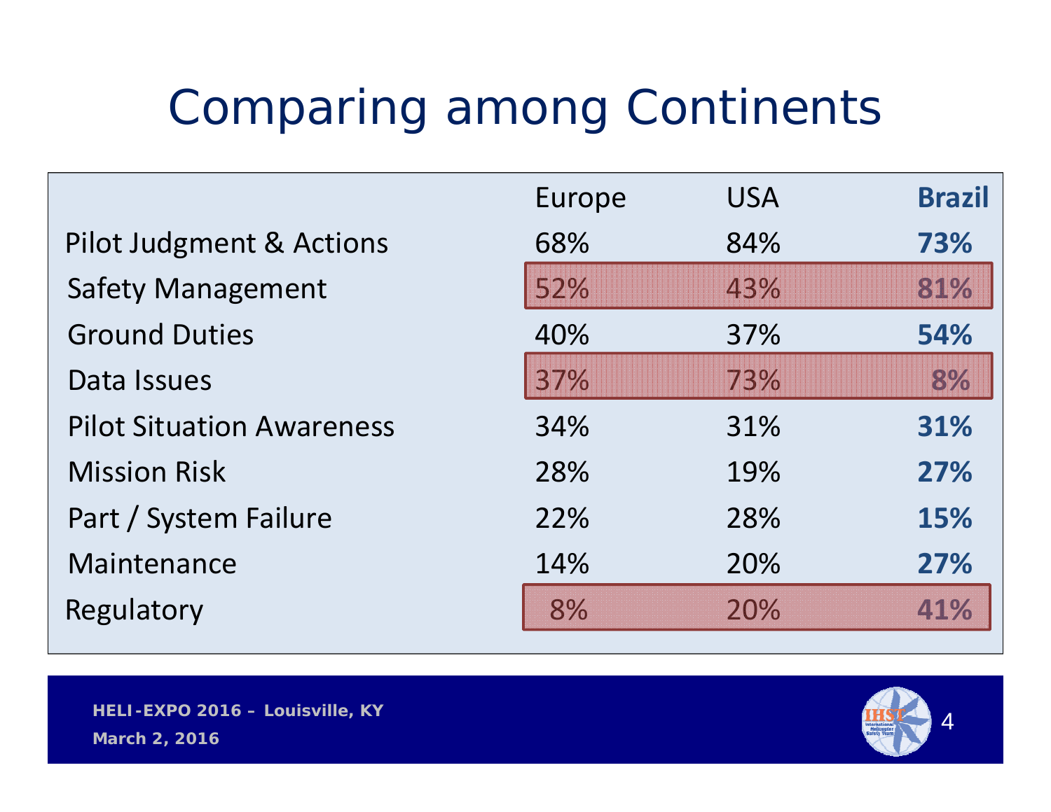# Comparing among Continents

| | Europe | USA | **Brazil** |
|---|---|---|---|
| Pilot Judgment & Actions | 68% | 84% | **73%** |
| Safety Management | 52% | 43% | **81%** |
| Ground Duties | 40% | 37% | **54%** |
| Data Issues | 37% | 73% | **8%** |
| Pilot Situation Awareness | 34% | 31% | **31%** |
| Mission Risk | 28% | 19% | **27%** |
| Part / System Failure | 22% | 28% | **15%** |
| Maintenance | 14% | 20% | **27%** |
| Regulatory | 8% | 20% | **41%** |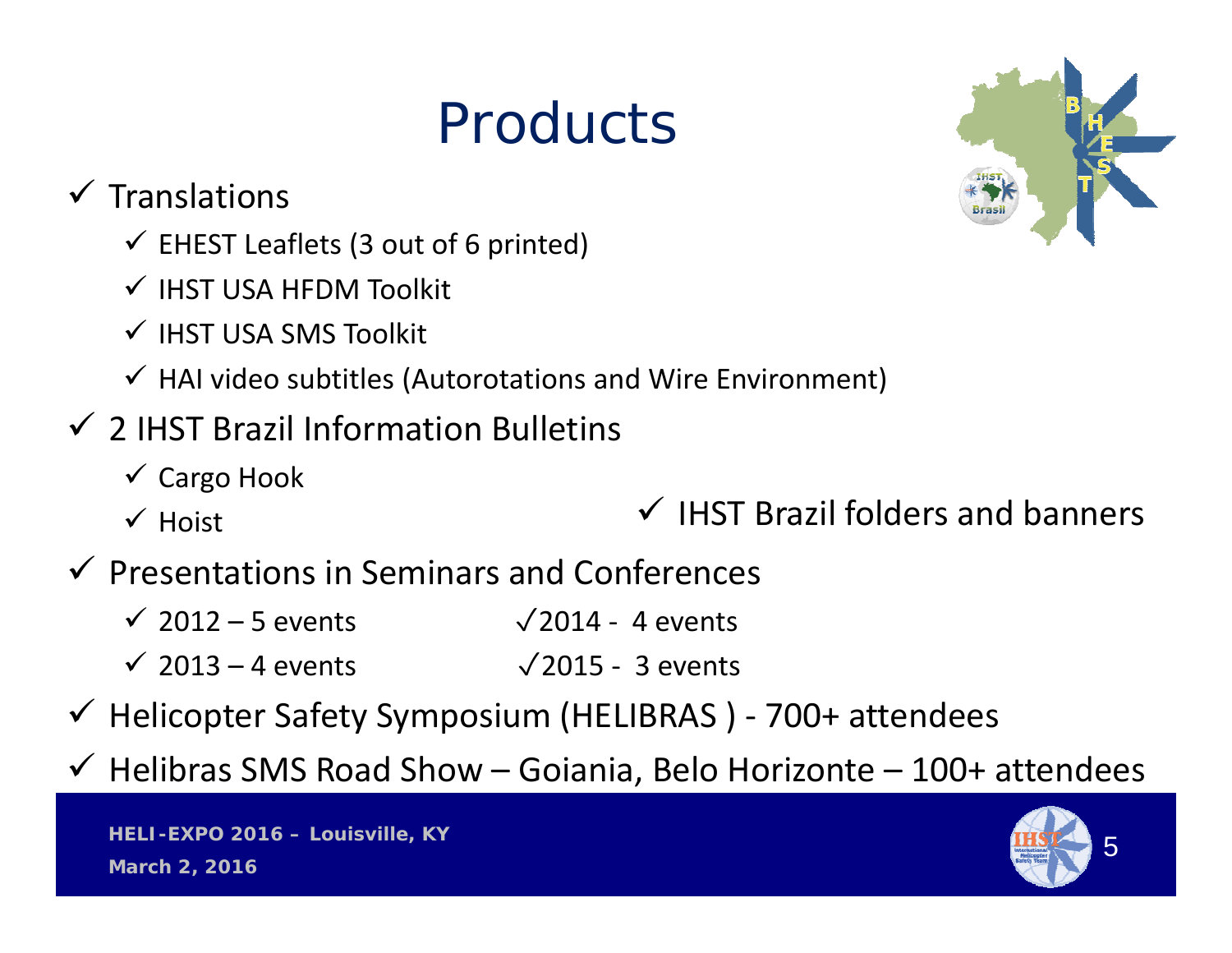# Products

- ✓ Translations
  - ✓ EHEST Leaflets (3 out of 6 printed)
  - ✓ IHST USA HFDM Toolkit
  - ✓ IHST USA SMS Toolkit
  - ✓ HAI video subtitles (Autorotations and Wire Environment)
- ✓ 2 IHST Brazil Information Bulletins
  - ✓ Cargo Hook
  - ✓ Hoist
- ✓ IHST Brazil folders and banners
- ✓ Presentations in Seminars and Conferences
  - ✓ 2012 – 5 events
  - ✓ 2013 – 4 events
  - ✓ 2014 - 4 events
  - ✓ 2015 - 3 events
- ✓ Helicopter Safety Symposium (HELIBRAS ) - 700+ attendees
- ✓ Helibras SMS Road Show – Goiania, Belo Horizonte – 100+ attendees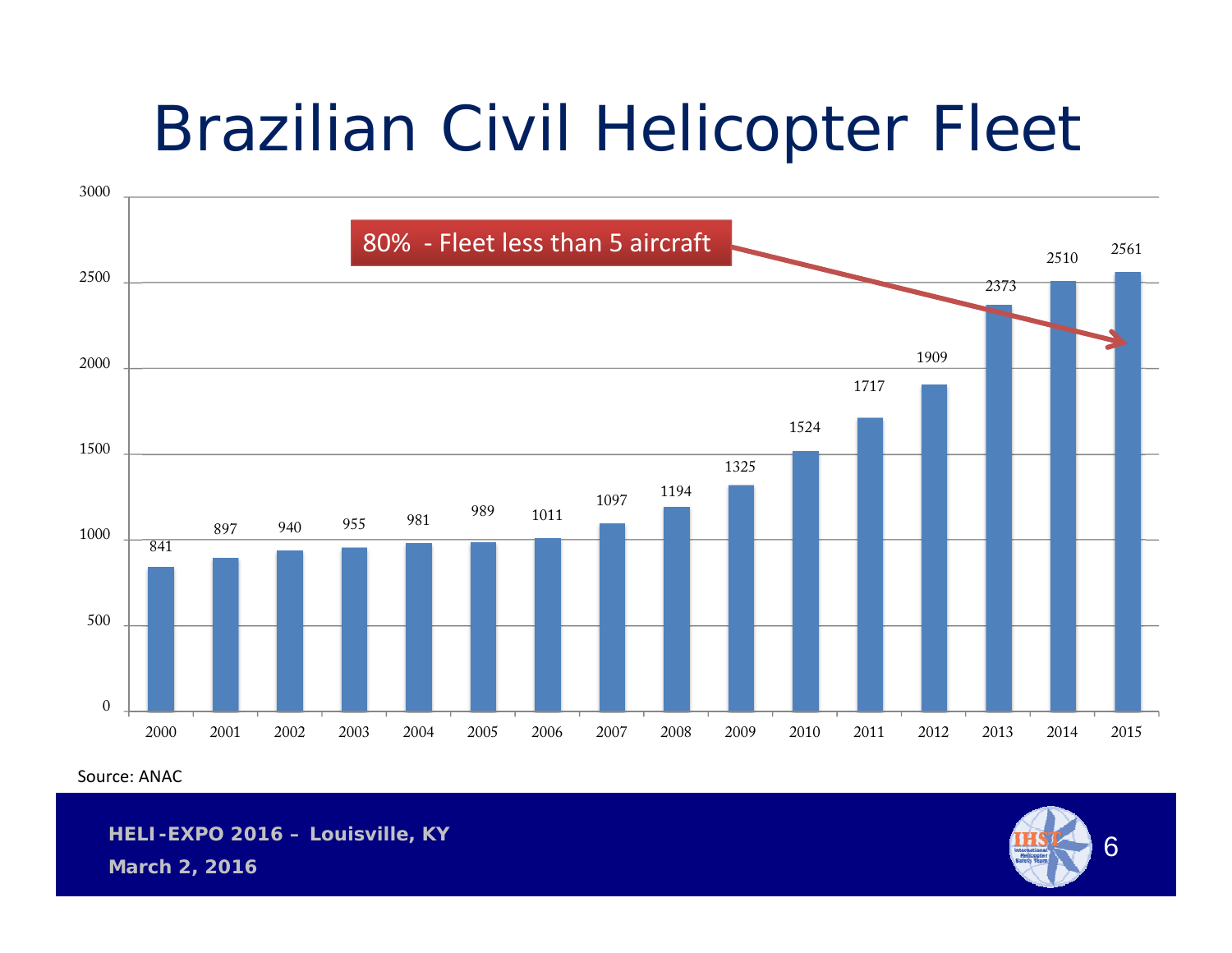# Brazilian Civil Helicopter Fleet

80% - Fleet less than 5 aircraft

| Year | Fleet |
| --- | --- |
| 2000 | 841 |
| 2001 | 897 |
| 2002 | 940 |
| 2003 | 955 |
| 2004 | 981 |
| 2005 | 989 |
| 2006 | 1011 |
| 2007 | 1097 |
| 2008 | 1194 |
| 2009 | 1325 |
| 2010 | 1524 |
| 2011 | 1717 |
| 2012 | 1909 |
| 2013 | 2373 |
| 2014 | 2510 |
| 2015 | 2561 |

Source: ANAC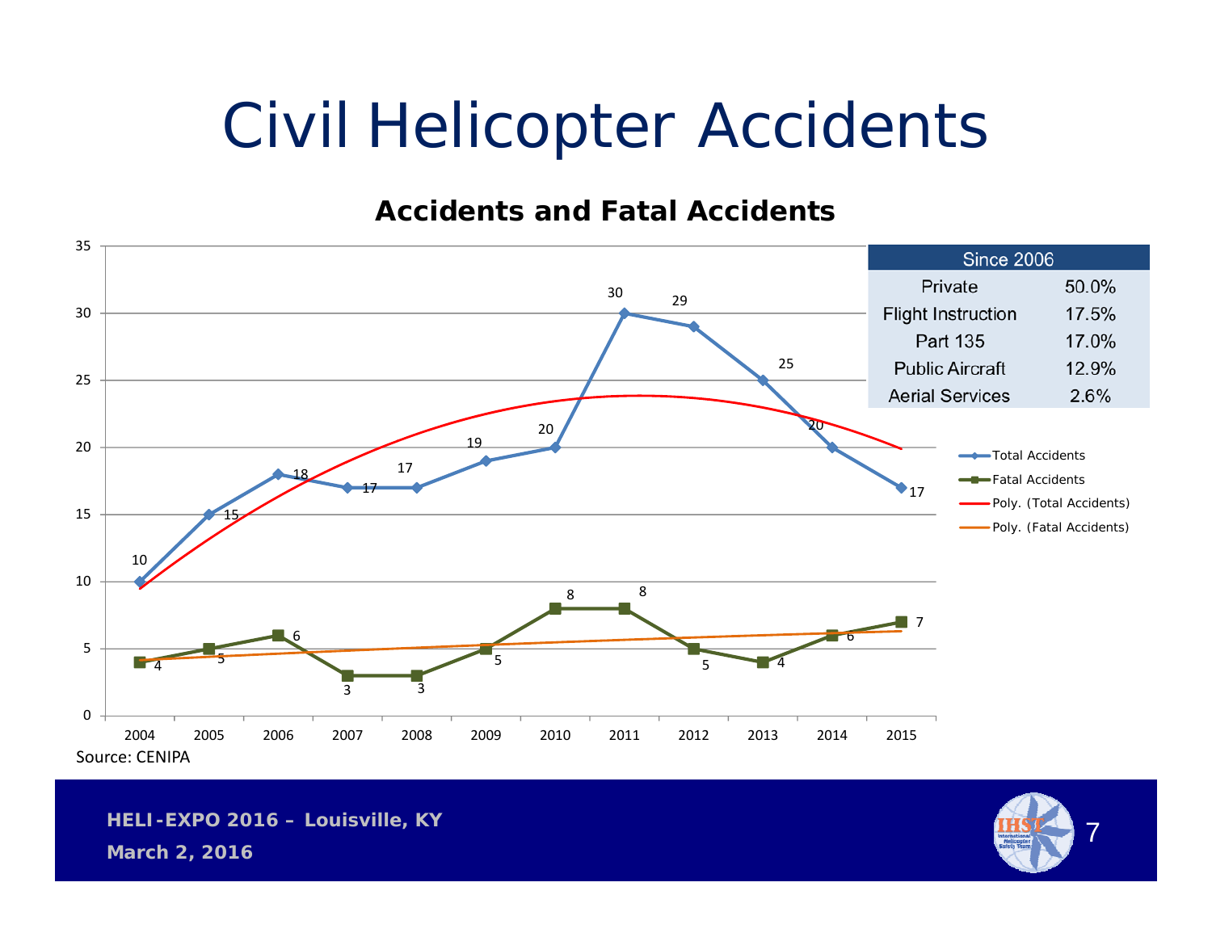# Civil Helicopter Accidents

## Accidents and Fatal Accidents

| Year | Total Accidents | Fatal Accidents |
|---|---|---|
| 2004 | 10 | 4 |
| 2005 | 15 | 5 |
| 2006 | 18 | 6 |
| 2007 | 17 | 3 |
| 2008 | 17 | 3 |
| 2009 | 19 | 5 |
| 2010 | 20 | 8 |
| 2011 | 30 | 8 |
| 2012 | 29 | 5 |
| 2013 | 25 | 4 |
| 2014 | 20 | 6 |
| 2015 | 17 | 7 |

Legend: Total Accidents, Fatal Accidents, Poly. (Total Accidents), Poly. (Fatal Accidents)

| Since 2006 | |
|---|---|
| Private | 50.0% |
| Flight Instruction | 17.5% |
| Part 135 | 17.0% |
| Public Aircraft | 12.9% |
| Aerial Services | 2.6% |

Source: CENIPA

HELI-EXPO 2016 – Louisville, KY

March 2, 2016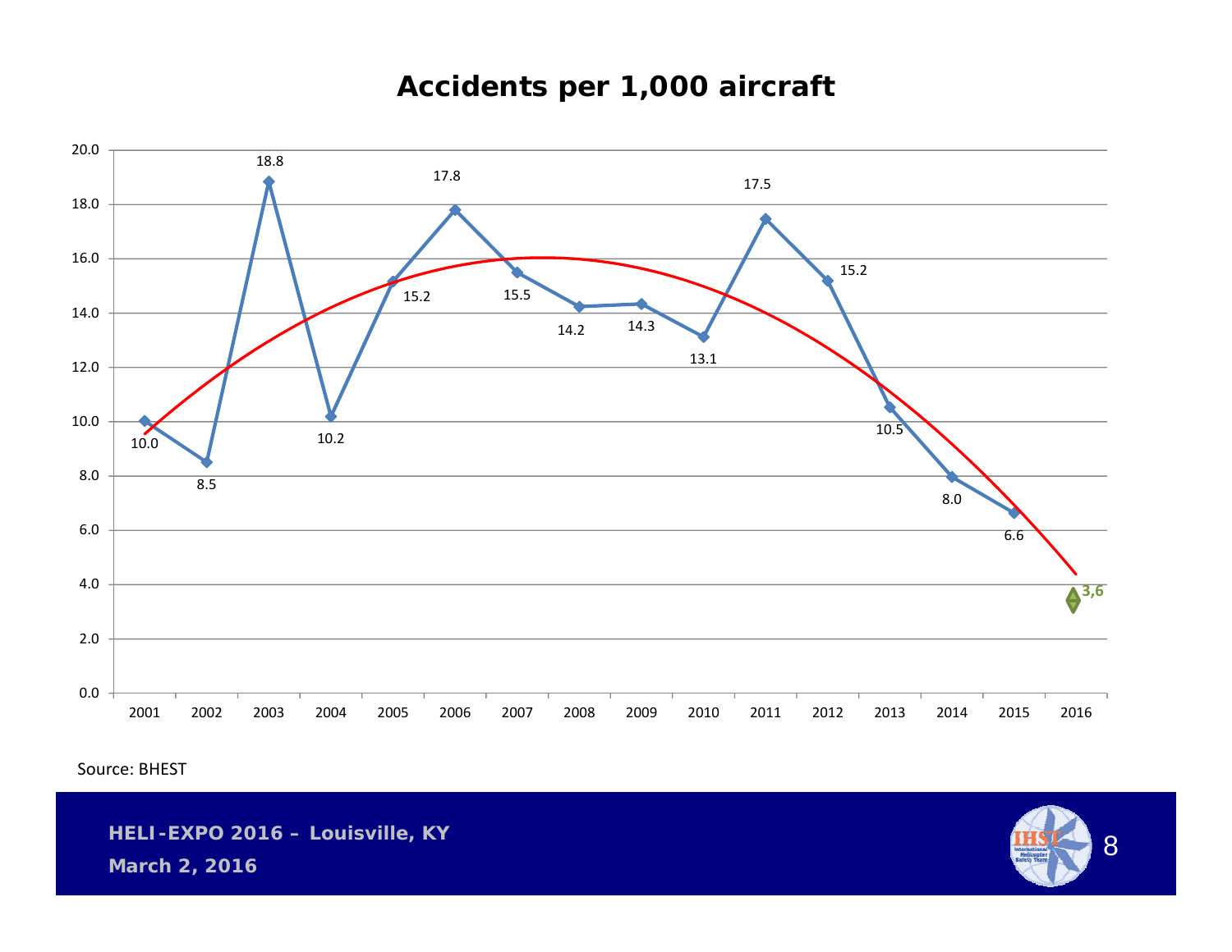# Accidents per 1,000 aircraft

| Year | Accidents per 1,000 aircraft |
|---|---|
| 2001 | 10.0 |
| 2002 | 8.5 |
| 2003 | 18.8 |
| 2004 | 10.2 |
| 2005 | 15.2 |
| 2006 | 17.8 |
| 2007 | 15.5 |
| 2008 | 14.2 |
| 2009 | 14.3 |
| 2010 | 13.1 |
| 2011 | 17.5 |
| 2012 | 15.2 |
| 2013 | 10.5 |
| 2014 | 8.0 |
| 2015 | 6.6 |
| 2016 | 3,6 |

Source: BHEST

HELI-EXPO 2016 – Louisville, KY

March 2, 2016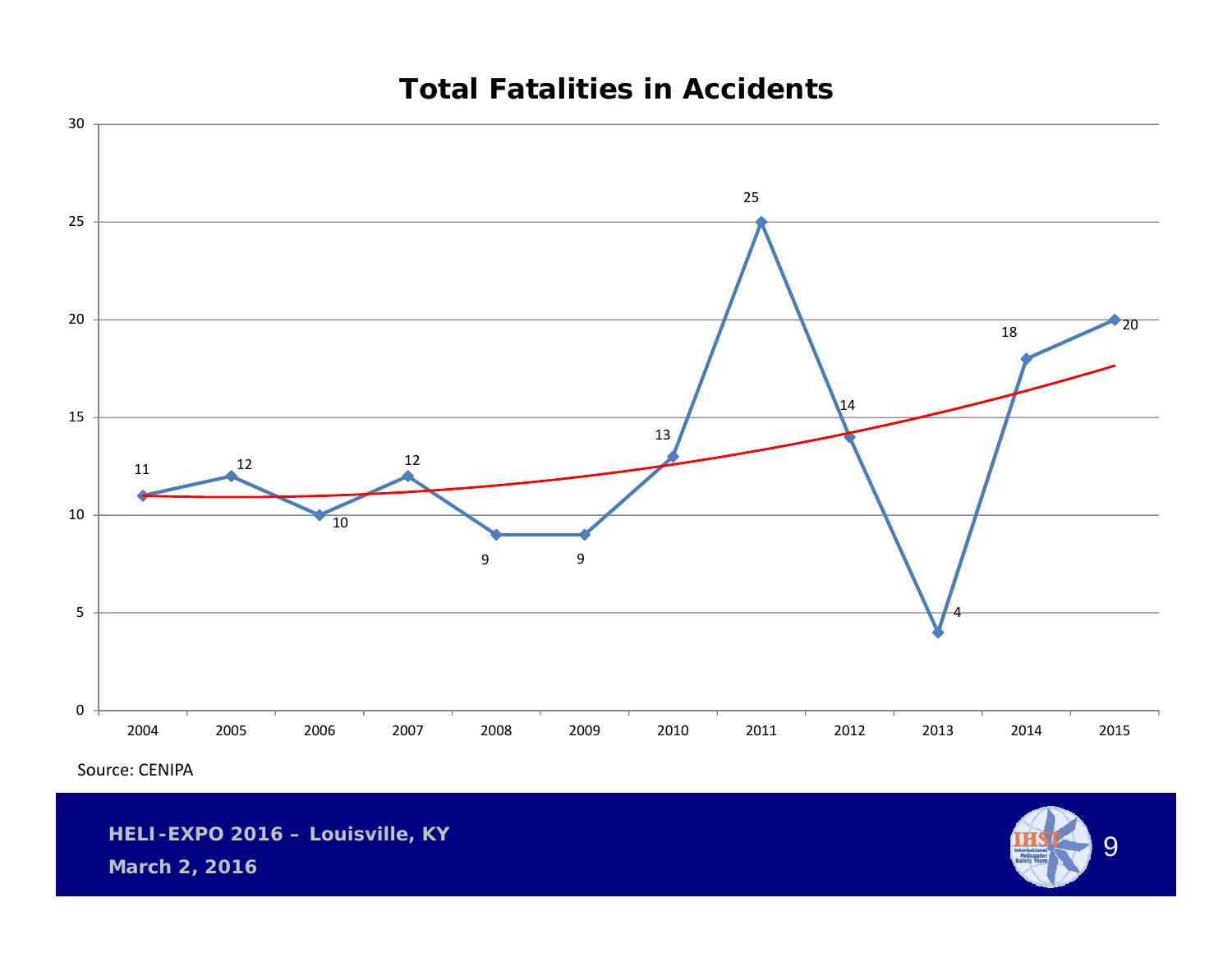# Total Fatalities in Accidents

| Year | Fatalities |
|---|---|
| 2004 | 11 |
| 2005 | 12 |
| 2006 | 10 |
| 2007 | 12 |
| 2008 | 9 |
| 2009 | 9 |
| 2010 | 13 |
| 2011 | 25 |
| 2012 | 14 |
| 2013 | 4 |
| 2014 | 18 |
| 2015 | 20 |

Source: CENIPA

**HELI-EXPO 2016 – Louisville, KY**
**March 2, 2016**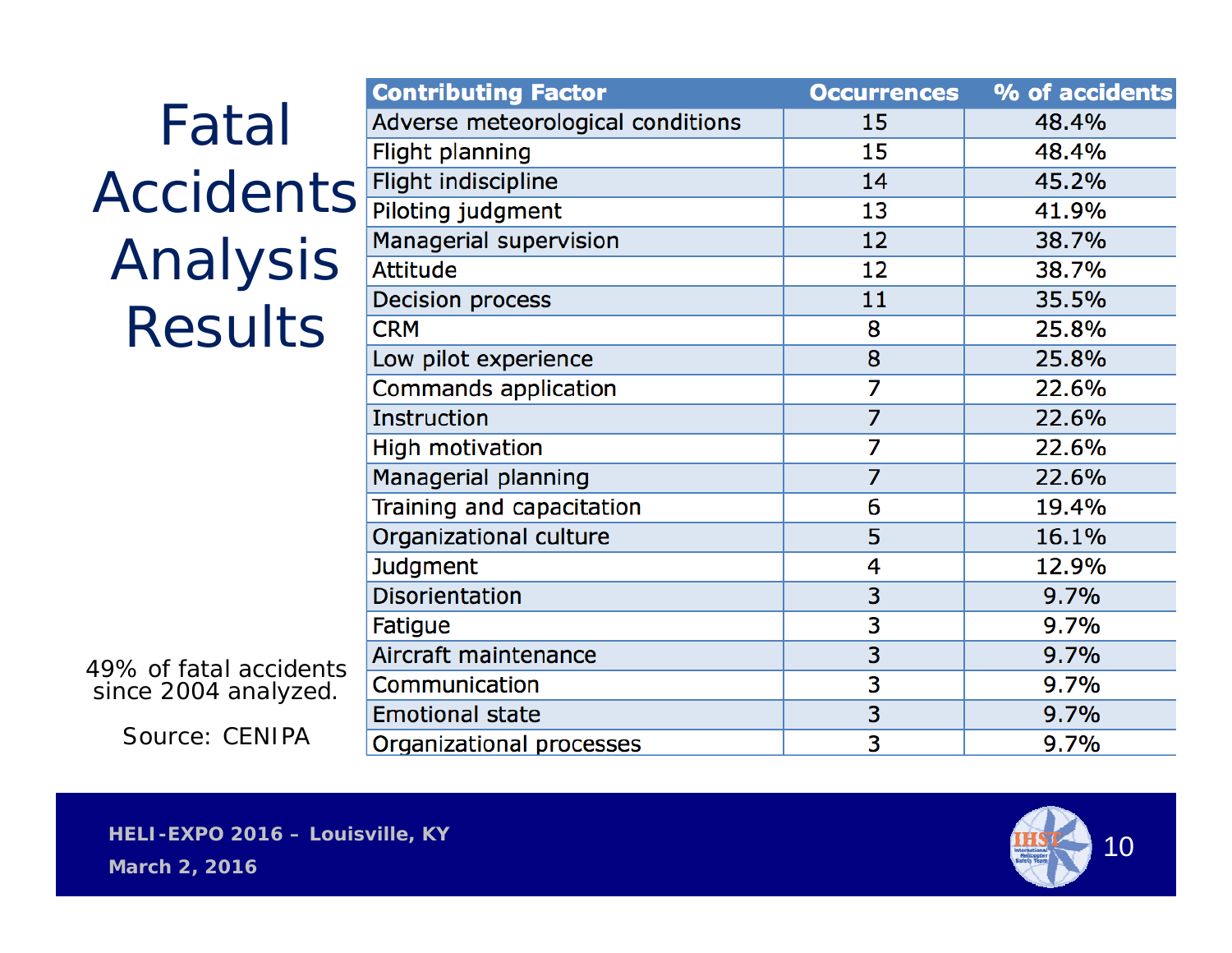# Fatal Accidents Analysis Results

| Contributing Factor | Occurrences | % of accidents |
|---|---|---|
| Adverse meteorological conditions | 15 | 48.4% |
| Flight planning | 15 | 48.4% |
| Flight indiscipline | 14 | 45.2% |
| Piloting judgment | 13 | 41.9% |
| Managerial supervision | 12 | 38.7% |
| Attitude | 12 | 38.7% |
| Decision process | 11 | 35.5% |
| CRM | 8 | 25.8% |
| Low pilot experience | 8 | 25.8% |
| Commands application | 7 | 22.6% |
| Instruction | 7 | 22.6% |
| High motivation | 7 | 22.6% |
| Managerial planning | 7 | 22.6% |
| Training and capacitation | 6 | 19.4% |
| Organizational culture | 5 | 16.1% |
| Judgment | 4 | 12.9% |
| Disorientation | 3 | 9.7% |
| Fatigue | 3 | 9.7% |
| Aircraft maintenance | 3 | 9.7% |
| Communication | 3 | 9.7% |
| Emotional state | 3 | 9.7% |
| Organizational processes | 3 | 9.7% |

49% of fatal accidents since 2004 analyzed.

Source: CENIPA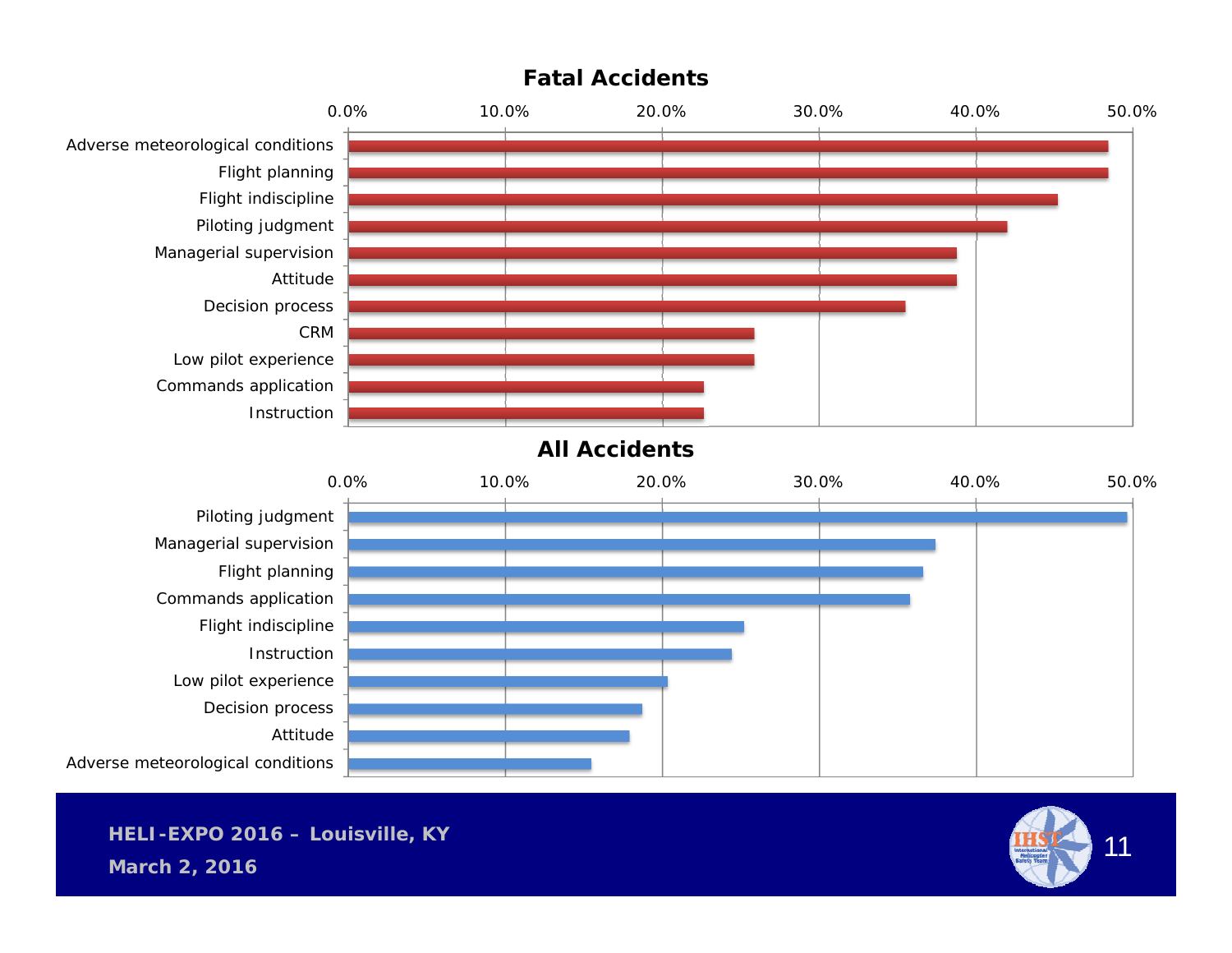## Fatal Accidents

| Factor | Percentage |
|---|---|
| Adverse meteorological conditions | ~48.4% |
| Flight planning | ~48.4% |
| Flight indiscipline | ~45.2% |
| Piloting judgment | ~41.9% |
| Managerial supervision | ~38.7% |
| Attitude | ~38.7% |
| Decision process | ~35.5% |
| CRM | ~25.8% |
| Low pilot experience | ~25.8% |
| Commands application | ~22.6% |
| Instruction | ~22.6% |

## All Accidents

| Factor | Percentage |
|---|---|
| Piloting judgment | ~49.6% |
| Managerial supervision | ~37.4% |
| Flight planning | ~36.6% |
| Commands application | ~35.8% |
| Flight indiscipline | ~25.2% |
| Instruction | ~24.4% |
| Low pilot experience | ~20.3% |
| Decision process | ~18.7% |
| Attitude | ~17.9% |
| Adverse meteorological conditions | ~15.4% |

HELI-EXPO 2016 – Louisville, KY
March 2, 2016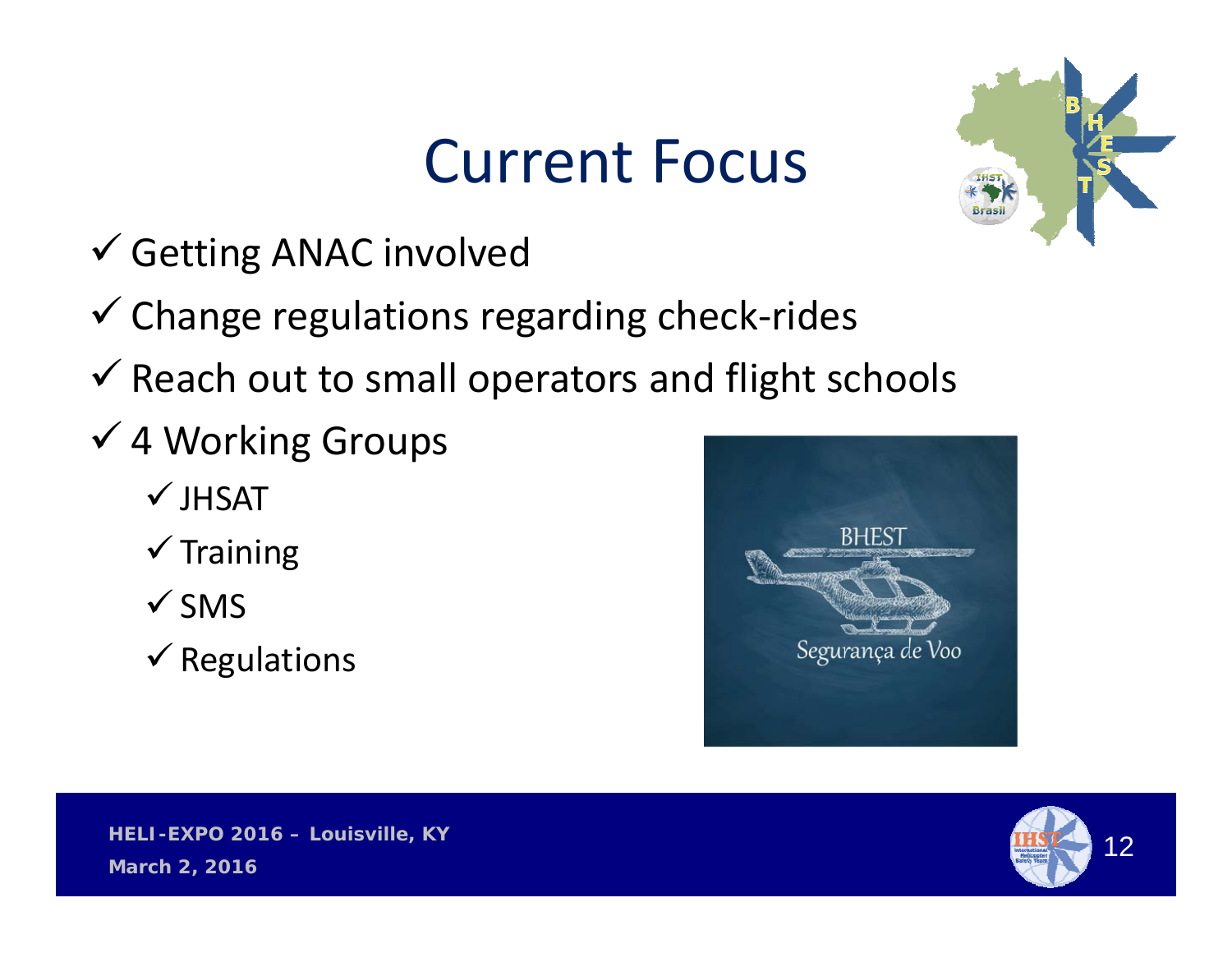# Current Focus

- ✓ Getting ANAC involved
- ✓ Change regulations regarding check-rides
- ✓ Reach out to small operators and flight schools
- ✓ 4 Working Groups
  - ✓ JHSAT
  - ✓ Training
  - ✓ SMS
  - ✓ Regulations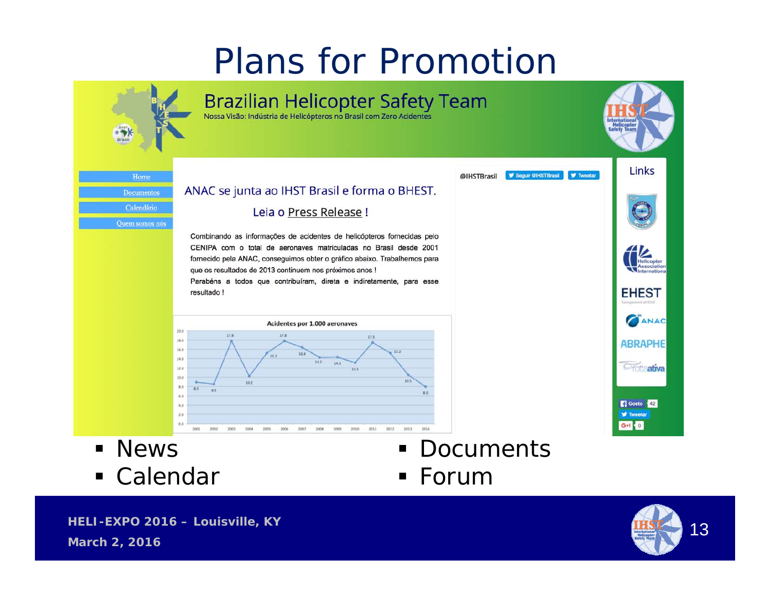# Plans for Promotion

**Brazilian Helicopter Safety Team**

Nossa Visão: Indústria de Helicópteros no Brasil com Zero Acidentes

- Home
- Documentos
- Calendário
- Quem somos nós

ANAC se junta ao IHST Brasil e forma o BHEST.

Leia o Press Release !

Combinando as informações de acidentes de helicópteros fornecidas pelo CENIPA com o total de aeronaves matriculadas no Brasil desde 2001 fornecido pela ANAC, conseguimos obter o gráfico abaixo. Trabalhemos para que os resultados de 2013 continuem nos próximos anos !

Parabéns a todos que contribuíram, direta e indiretamente, para esse resultado !

**Acidentes por 1.000 aeronaves**

| Ano | 2001 | 2002 | 2003 | 2004 | 2005 | 2006 | 2007 | 2008 | 2009 | 2010 | 2011 | 2012 | 2013 | 2014 |
|---|---|---|---|---|---|---|---|---|---|---|---|---|---|---|
| Acidentes | 8.9 | 8.5 | 17.8 | 10.2 | 15.2 | 17.8 | 16.4 | 14.2 | 14.3 | 13.1 | 17.5 | 15.2 | 10.5 | 8.0 |

@IHSTBrasil

Links: CENIPA, Helicopter Association International, EHEST, ANAC, ABRAPHE, Rotta ativa

- News
- Calendar
- Documents
- Forum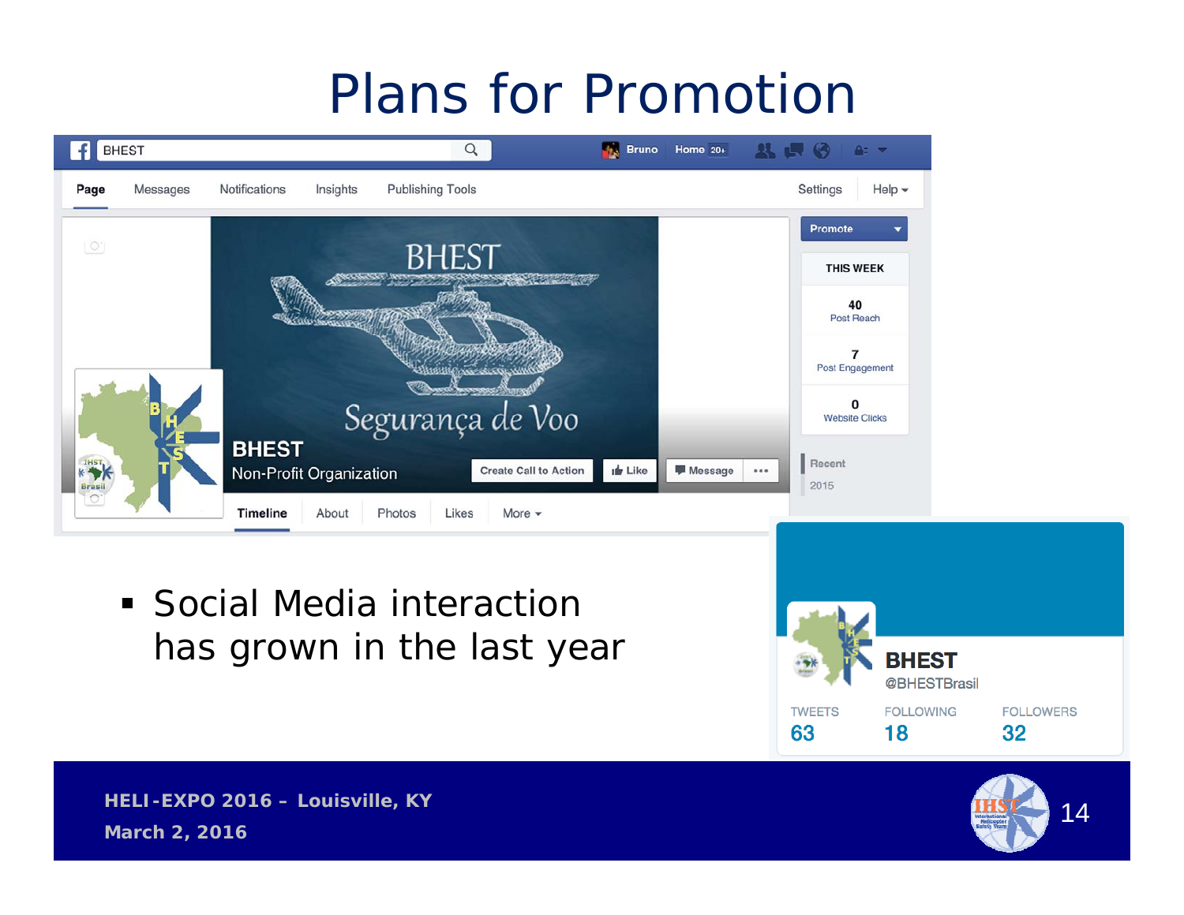# Plans for Promotion

- Social Media interaction has grown in the last year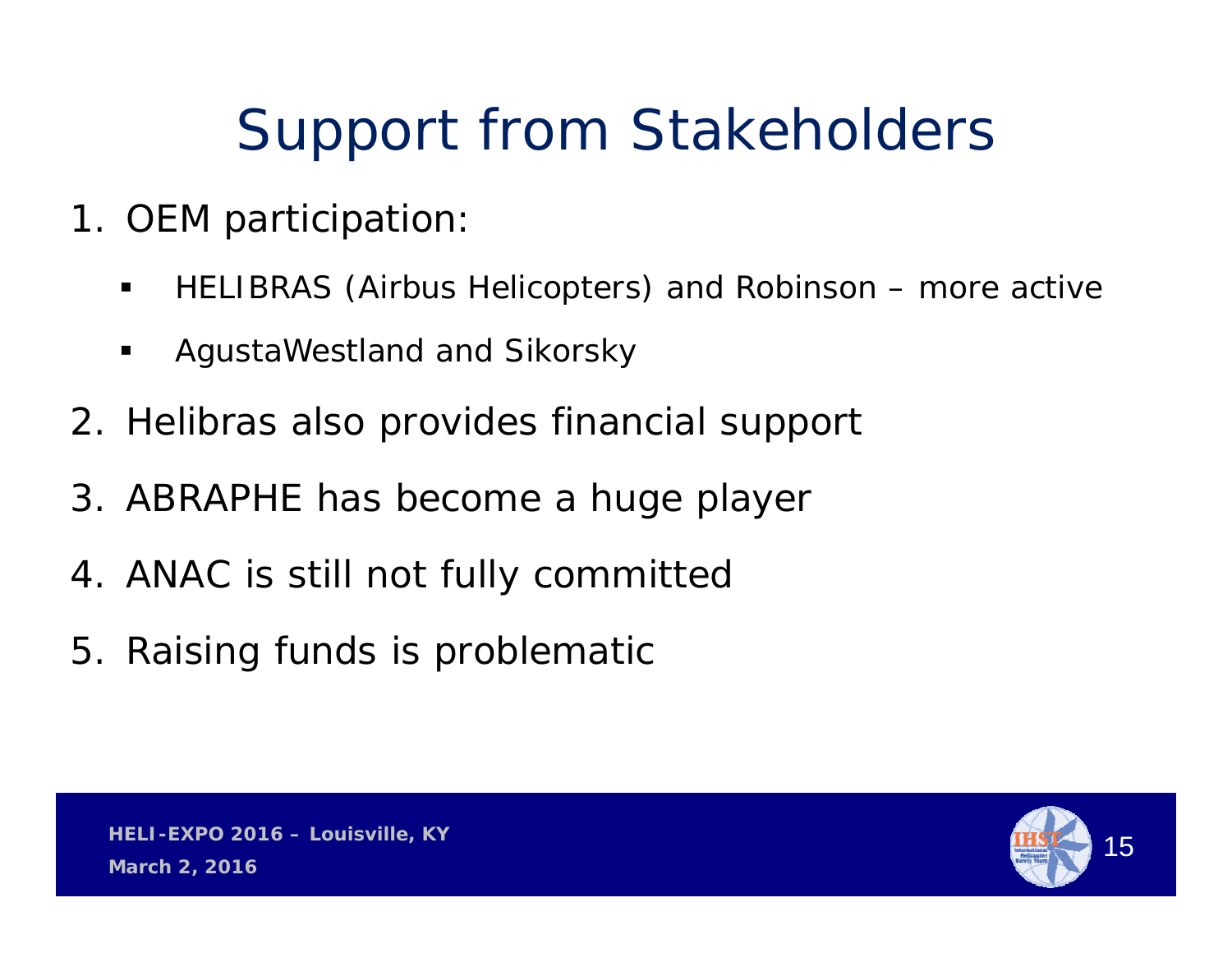# Support from Stakeholders

1. OEM participation:
   - HELIBRAS (Airbus Helicopters) and Robinson – more active
   - AgustaWestland and Sikorsky
2. Helibras also provides financial support
3. ABRAPHE has become a huge player
4. ANAC is still not fully committed
5. Raising funds is problematic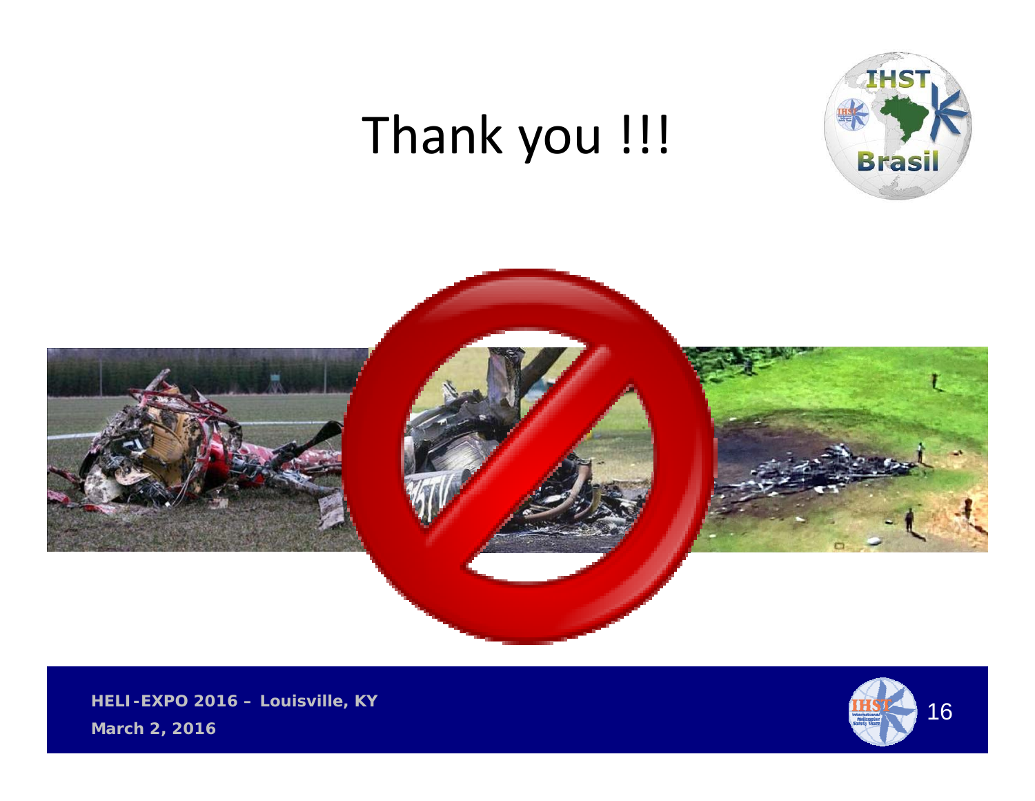# Thank you !!!